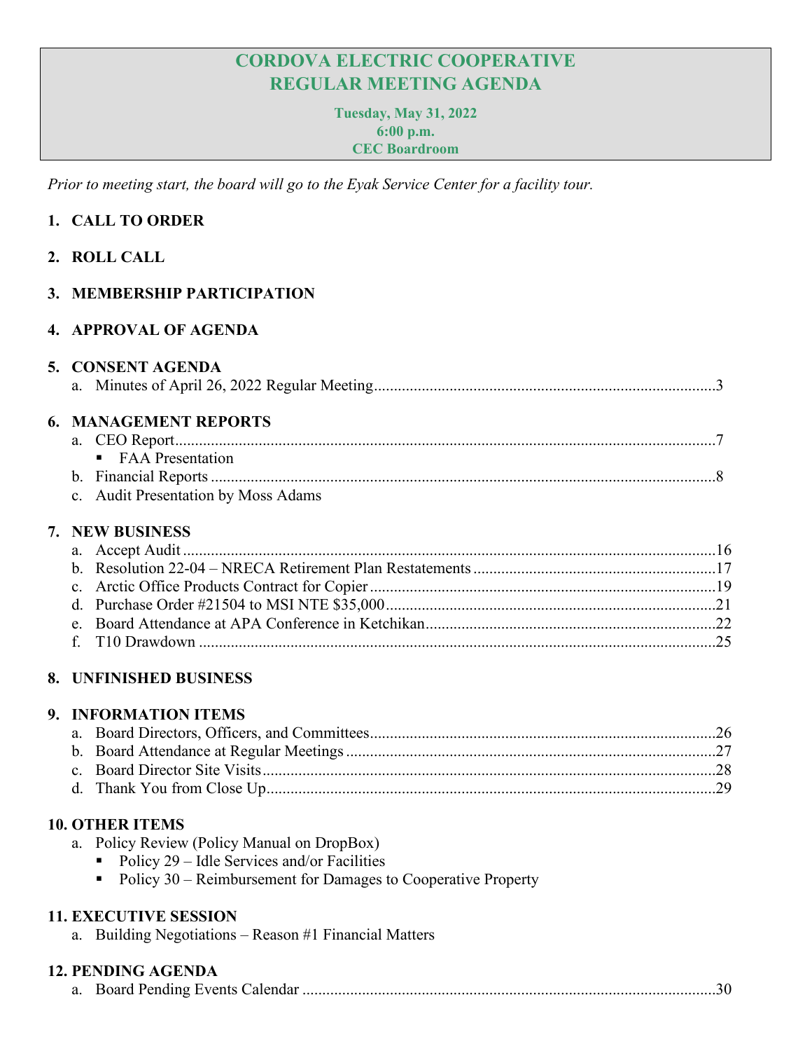# CORDOVA ELECTRIC COOPERATIVE
# REGULAR MEETING AGENDA

**Tuesday, May 31, 2022**
**6:00 p.m.**
**CEC Boardroom**

*Prior to meeting start, the board will go to the Eyak Service Center for a facility tour.*

## 1. CALL TO ORDER

## 2. ROLL CALL

## 3. MEMBERSHIP PARTICIPATION

## 4. APPROVAL OF AGENDA

## 5. CONSENT AGENDA

a. Minutes of April 26, 2022 Regular Meeting ..................... 3

## 6. MANAGEMENT REPORTS

a. CEO Report ..................... 7
   - FAA Presentation

b. Financial Reports ..................... 8

c. Audit Presentation by Moss Adams

## 7. NEW BUSINESS

a. Accept Audit ..................... 16

b. Resolution 22-04 – NRECA Retirement Plan Restatements ..................... 17

c. Arctic Office Products Contract for Copier ..................... 19

d. Purchase Order #21504 to MSI NTE $35,000 ..................... 21

e. Board Attendance at APA Conference in Ketchikan ..................... 22

f. T10 Drawdown ..................... 25

## 8. UNFINISHED BUSINESS

## 9. INFORMATION ITEMS

a. Board Directors, Officers, and Committees ..................... 26

b. Board Attendance at Regular Meetings ..................... 27

c. Board Director Site Visits ..................... 28

d. Thank You from Close Up ..................... 29

## 10. OTHER ITEMS

a. Policy Review (Policy Manual on DropBox)
   - Policy 29 – Idle Services and/or Facilities
   - Policy 30 – Reimbursement for Damages to Cooperative Property

## 11. EXECUTIVE SESSION

a. Building Negotiations – Reason #1 Financial Matters

## 12. PENDING AGENDA

a. Board Pending Events Calendar ..................... 30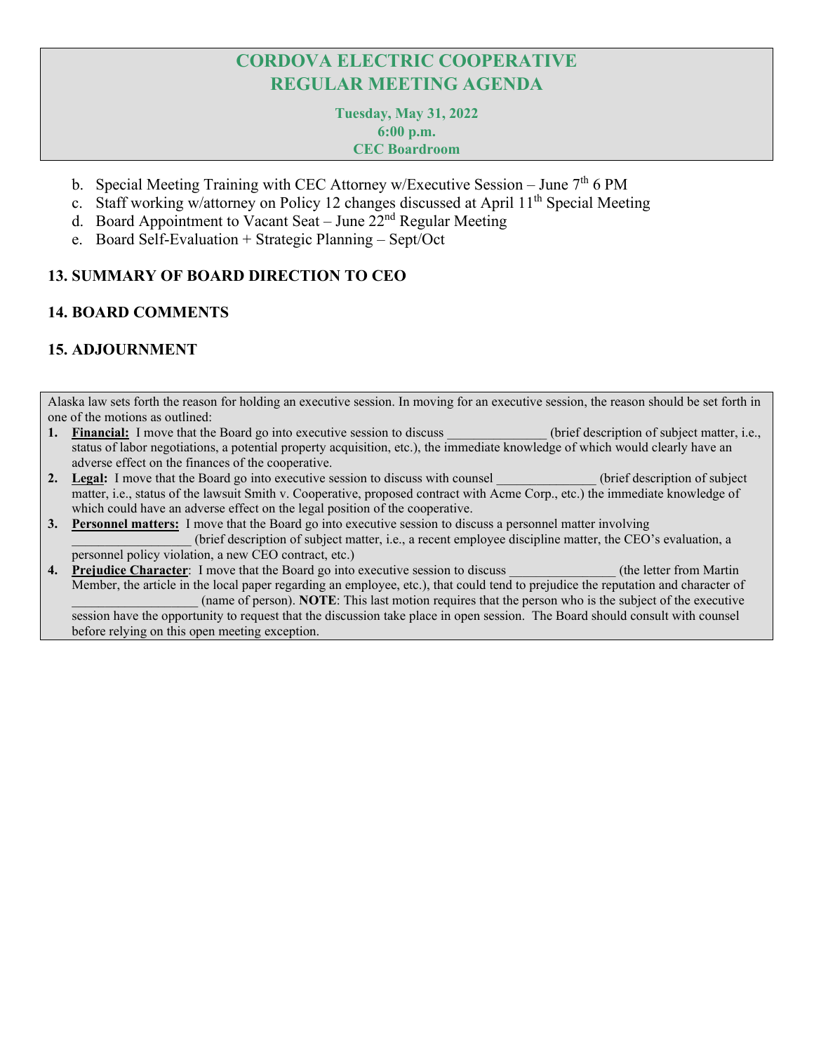# CORDOVA ELECTRIC COOPERATIVE
# REGULAR MEETING AGENDA

**Tuesday, May 31, 2022**
**6:00 p.m.**
**CEC Boardroom**

b. Special Meeting Training with CEC Attorney w/Executive Session – June 7th 6 PM
c. Staff working w/attorney on Policy 12 changes discussed at April 11th Special Meeting
d. Board Appointment to Vacant Seat – June 22nd Regular Meeting
e. Board Self-Evaluation + Strategic Planning – Sept/Oct

## 13. SUMMARY OF BOARD DIRECTION TO CEO

## 14. BOARD COMMENTS

## 15. ADJOURNMENT

Alaska law sets forth the reason for holding an executive session. In moving for an executive session, the reason should be set forth in one of the motions as outlined:

1. **Financial:** I move that the Board go into executive session to discuss _______________ (brief description of subject matter, i.e., status of labor negotiations, a potential property acquisition, etc.), the immediate knowledge of which would clearly have an adverse effect on the finances of the cooperative.
2. **Legal:** I move that the Board go into executive session to discuss with counsel _______________ (brief description of subject matter, i.e., status of the lawsuit Smith v. Cooperative, proposed contract with Acme Corp., etc.) the immediate knowledge of which could have an adverse effect on the legal position of the cooperative.
3. **Personnel matters:** I move that the Board go into executive session to discuss a personnel matter involving __________________ (brief description of subject matter, i.e., a recent employee discipline matter, the CEO's evaluation, a personnel policy violation, a new CEO contract, etc.)
4. **Prejudice Character**: I move that the Board go into executive session to discuss ________________ (the letter from Martin Member, the article in the local paper regarding an employee, etc.), that could tend to prejudice the reputation and character of ___________________ (name of person). **NOTE**: This last motion requires that the person who is the subject of the executive session have the opportunity to request that the discussion take place in open session. The Board should consult with counsel before relying on this open meeting exception.